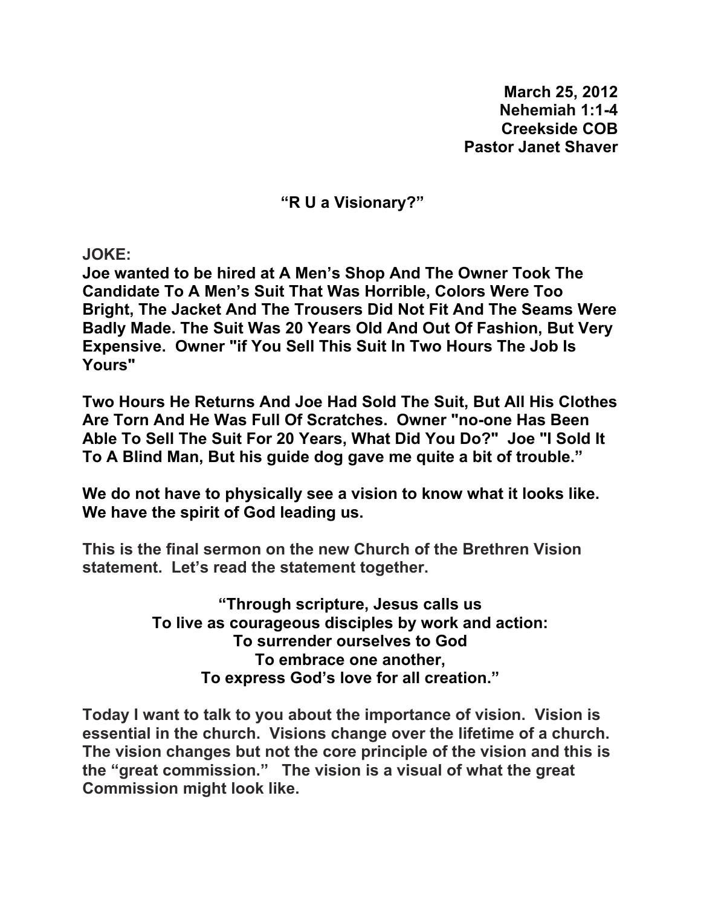**March 25, 2012**
**Nehemiah 1:1-4**
**Creekside COB**
**Pastor Janet Shaver**

# "R U a Visionary?"

**JOKE:**
**Joe wanted to be hired at A Men's Shop And The Owner Took The Candidate To A Men's Suit That Was Horrible, Colors Were Too Bright, The Jacket And The Trousers Did Not Fit And The Seams Were Badly Made. The Suit Was 20 Years Old And Out Of Fashion, But Very Expensive. Owner "if You Sell This Suit In Two Hours The Job Is Yours"**

**Two Hours He Returns And Joe Had Sold The Suit, But All His Clothes Are Torn And He Was Full Of Scratches. Owner "no-one Has Been Able To Sell The Suit For 20 Years, What Did You Do?" Joe "I Sold It To A Blind Man, But his guide dog gave me quite a bit of trouble."**

**We do not have to physically see a vision to know what it looks like. We have the spirit of God leading us.**

**This is the final sermon on the new Church of the Brethren Vision statement. Let's read the statement together.**

**"Through scripture, Jesus calls us**
**To live as courageous disciples by work and action:**
**To surrender ourselves to God**
**To embrace one another,**
**To express God's love for all creation."**

**Today I want to talk to you about the importance of vision. Vision is essential in the church. Visions change over the lifetime of a church. The vision changes but not the core principle of the vision and this is the "great commission." The vision is a visual of what the great Commission might look like.**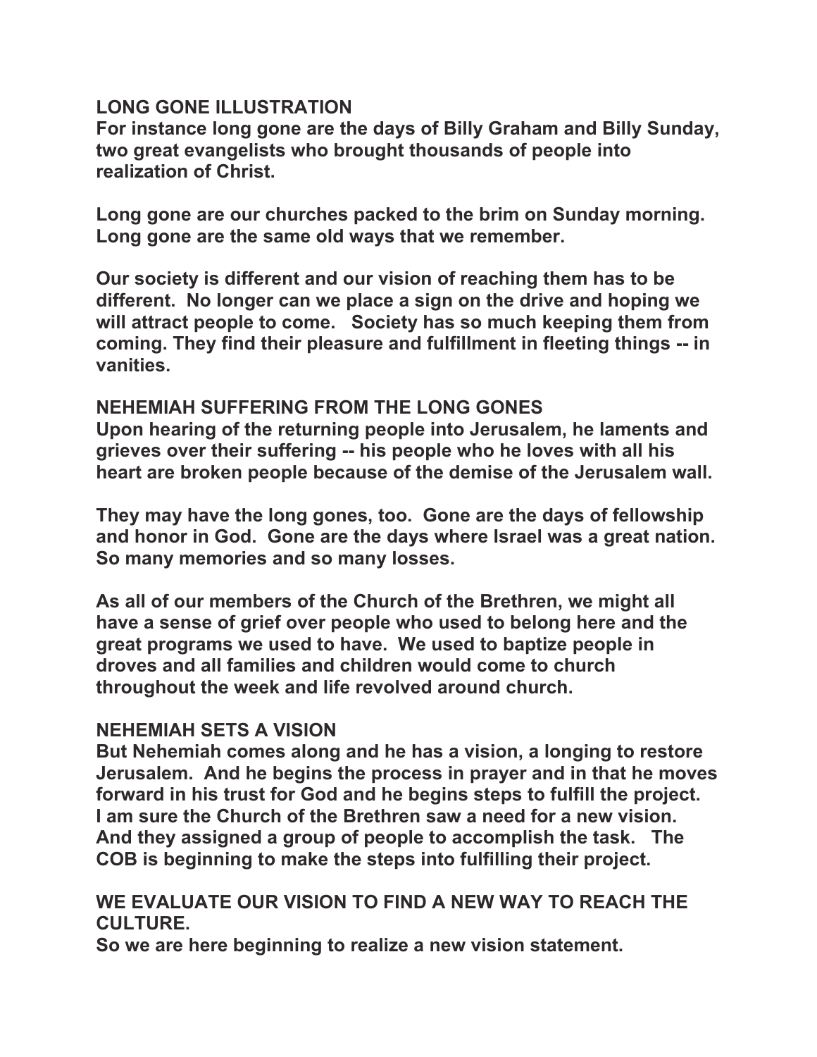## LONG GONE ILLUSTRATION

For instance long gone are the days of Billy Graham and Billy Sunday, two great evangelists who brought thousands of people into realization of Christ.

Long gone are our churches packed to the brim on Sunday morning. Long gone are the same old ways that we remember.

Our society is different and our vision of reaching them has to be different. No longer can we place a sign on the drive and hoping we will attract people to come. Society has so much keeping them from coming. They find their pleasure and fulfillment in fleeting things -- in vanities.

## NEHEMIAH SUFFERING FROM THE LONG GONES

Upon hearing of the returning people into Jerusalem, he laments and grieves over their suffering -- his people who he loves with all his heart are broken people because of the demise of the Jerusalem wall.

They may have the long gones, too. Gone are the days of fellowship and honor in God. Gone are the days where Israel was a great nation. So many memories and so many losses.

As all of our members of the Church of the Brethren, we might all have a sense of grief over people who used to belong here and the great programs we used to have. We used to baptize people in droves and all families and children would come to church throughout the week and life revolved around church.

## NEHEMIAH SETS A VISION

But Nehemiah comes along and he has a vision, a longing to restore Jerusalem. And he begins the process in prayer and in that he moves forward in his trust for God and he begins steps to fulfill the project. I am sure the Church of the Brethren saw a need for a new vision. And they assigned a group of people to accomplish the task. The COB is beginning to make the steps into fulfilling their project.

## WE EVALUATE OUR VISION TO FIND A NEW WAY TO REACH THE CULTURE.

So we are here beginning to realize a new vision statement.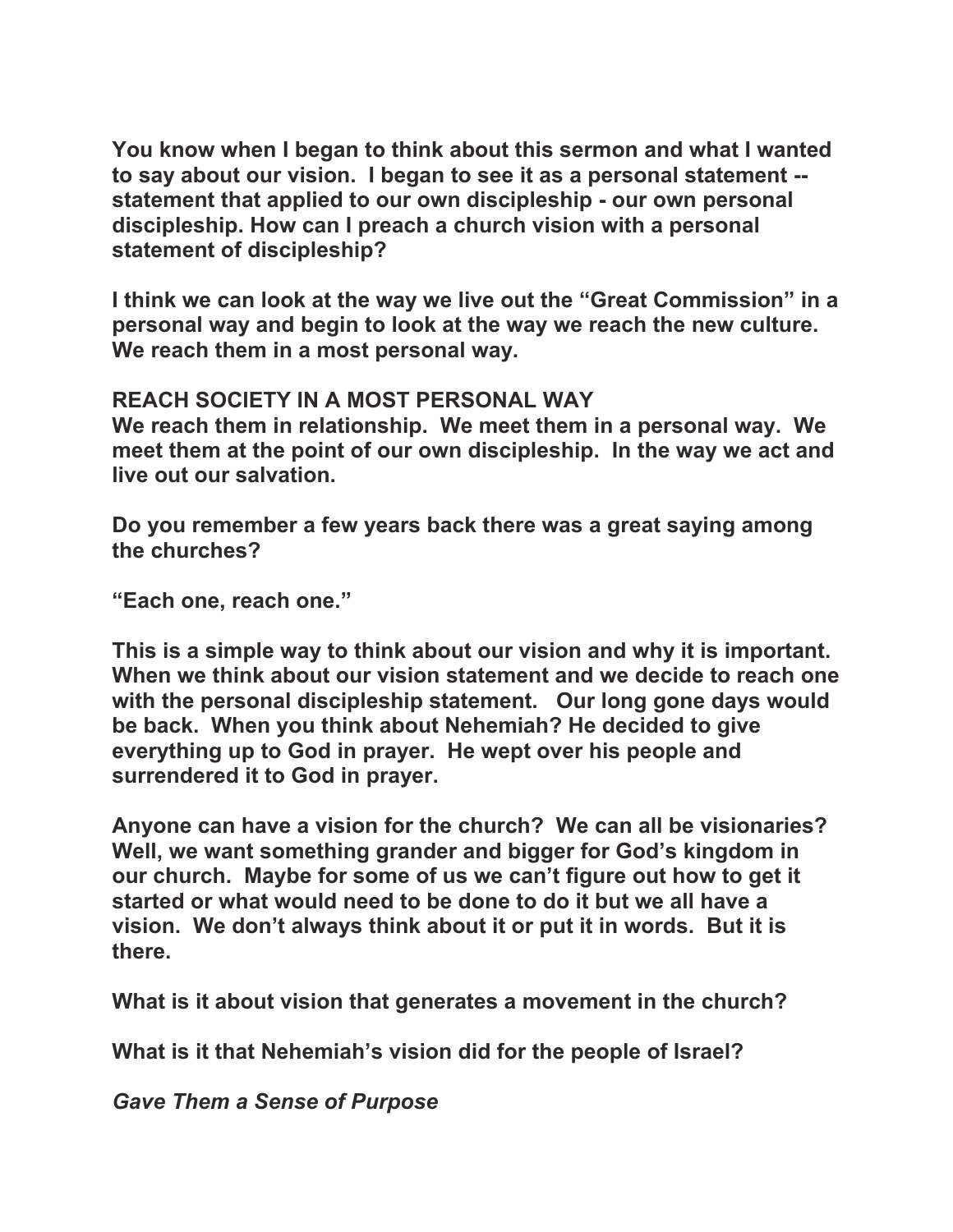**You know when I began to think about this sermon and what I wanted to say about our vision. I began to see it as a personal statement -- statement that applied to our own discipleship - our own personal discipleship. How can I preach a church vision with a personal statement of discipleship?**

**I think we can look at the way we live out the "Great Commission" in a personal way and begin to look at the way we reach the new culture. We reach them in a most personal way.**

**REACH SOCIETY IN A MOST PERSONAL WAY**
**We reach them in relationship. We meet them in a personal way. We meet them at the point of our own discipleship. In the way we act and live out our salvation.**

**Do you remember a few years back there was a great saying among the churches?**

**"Each one, reach one."**

**This is a simple way to think about our vision and why it is important. When we think about our vision statement and we decide to reach one with the personal discipleship statement. Our long gone days would be back. When you think about Nehemiah? He decided to give everything up to God in prayer. He wept over his people and surrendered it to God in prayer.**

**Anyone can have a vision for the church? We can all be visionaries? Well, we want something grander and bigger for God's kingdom in our church. Maybe for some of us we can't figure out how to get it started or what would need to be done to do it but we all have a vision. We don't always think about it or put it in words. But it is there.**

**What is it about vision that generates a movement in the church?**

**What is it that Nehemiah's vision did for the people of Israel?**

***Gave Them a Sense of Purpose***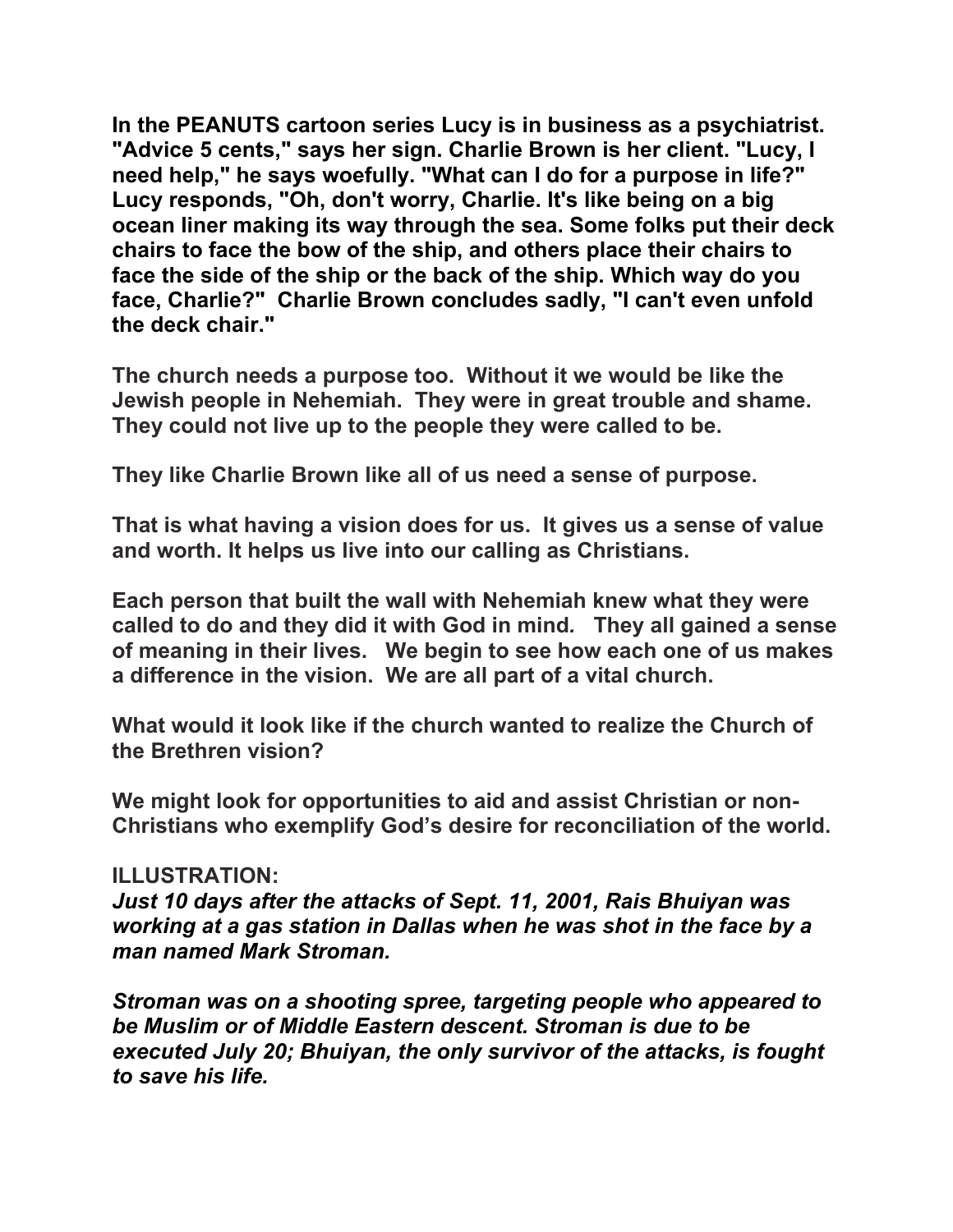**In the PEANUTS cartoon series Lucy is in business as a psychiatrist. "Advice 5 cents," says her sign. Charlie Brown is her client. "Lucy, I need help," he says woefully. "What can I do for a purpose in life?" Lucy responds, "Oh, don't worry, Charlie. It's like being on a big ocean liner making its way through the sea. Some folks put their deck chairs to face the bow of the ship, and others place their chairs to face the side of the ship or the back of the ship. Which way do you face, Charlie?" Charlie Brown concludes sadly, "I can't even unfold the deck chair."**

**The church needs a purpose too. Without it we would be like the Jewish people in Nehemiah. They were in great trouble and shame. They could not live up to the people they were called to be.**

**They like Charlie Brown like all of us need a sense of purpose.**

**That is what having a vision does for us. It gives us a sense of value and worth. It helps us live into our calling as Christians.**

**Each person that built the wall with Nehemiah knew what they were called to do and they did it with God in mind. They all gained a sense of meaning in their lives. We begin to see how each one of us makes a difference in the vision. We are all part of a vital church.**

**What would it look like if the church wanted to realize the Church of the Brethren vision?**

**We might look for opportunities to aid and assist Christian or non-Christians who exemplify God's desire for reconciliation of the world.**

**ILLUSTRATION:**
***Just 10 days after the attacks of Sept. 11, 2001, Rais Bhuiyan was working at a gas station in Dallas when he was shot in the face by a man named Mark Stroman.***

***Stroman was on a shooting spree, targeting people who appeared to be Muslim or of Middle Eastern descent. Stroman is due to be executed July 20; Bhuiyan, the only survivor of the attacks, is fought to save his life.***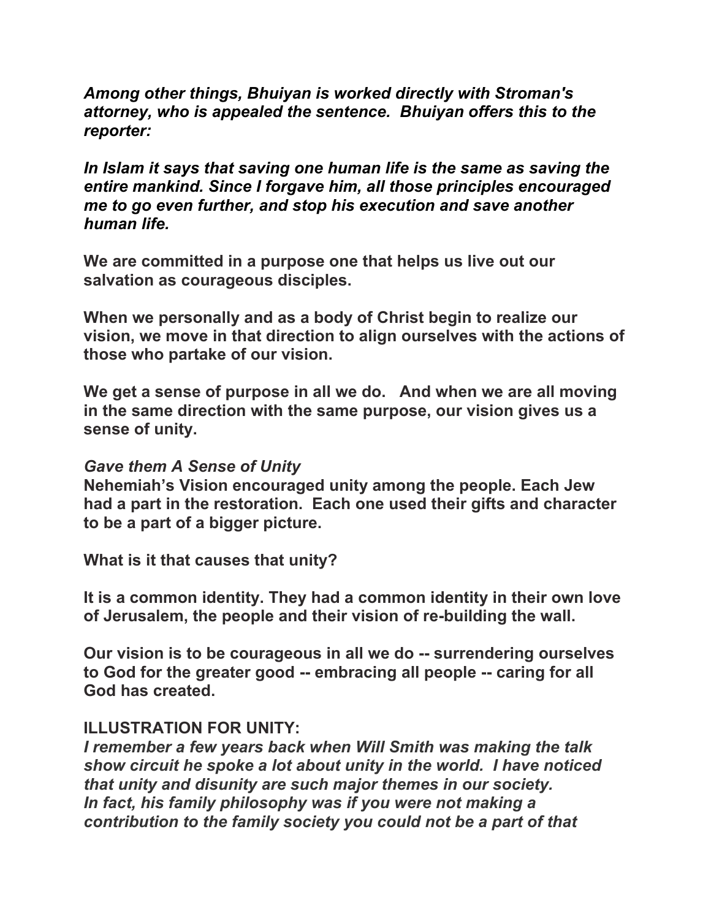***Among other things, Bhuiyan is worked directly with Stroman's attorney, who is appealed the sentence.  Bhuiyan offers this to the reporter:***

***In Islam it says that saving one human life is the same as saving the entire mankind. Since I forgave him, all those principles encouraged me to go even further, and stop his execution and save another human life.***

**We are committed in a purpose one that helps us live out our salvation as courageous disciples.**

**When we personally and as a body of Christ begin to realize our vision, we move in that direction to align ourselves with the actions of those who partake of our vision.**

**We get a sense of purpose in all we do.   And when we are all moving in the same direction with the same purpose, our vision gives us a sense of unity.**

*Gave them A Sense of Unity*
**Nehemiah's Vision encouraged unity among the people. Each Jew had a part in the restoration.  Each one used their gifts and character to be a part of a bigger picture.**

**What is it that causes that unity?**

**It is a common identity. They had a common identity in their own love of Jerusalem, the people and their vision of re-building the wall.**

**Our vision is to be courageous in all we do -- surrendering ourselves to God for the greater good -- embracing all people -- caring for all God has created.**

**ILLUSTRATION FOR UNITY:**
***I remember a few years back when Will Smith was making the talk show circuit he spoke a lot about unity in the world.  I have noticed that unity and disunity are such major themes in our society. In fact, his family philosophy was if you were not making a contribution to the family society you could not be a part of that***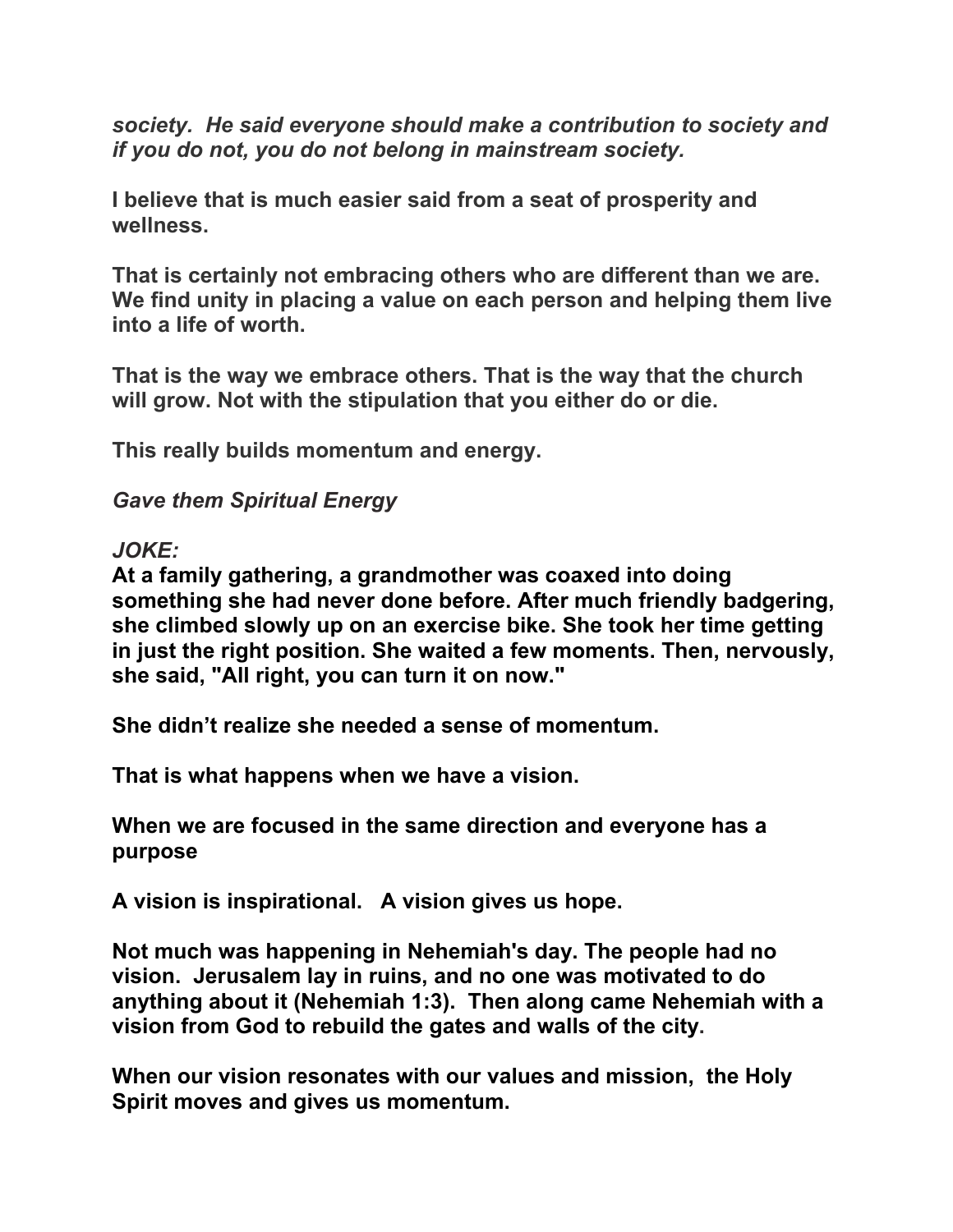*society. He said everyone should make a contribution to society and if you do not, you do not belong in mainstream society.*

**I believe that is much easier said from a seat of prosperity and wellness.**

**That is certainly not embracing others who are different than we are. We find unity in placing a value on each person and helping them live into a life of worth.**

**That is the way we embrace others. That is the way that the church will grow. Not with the stipulation that you either do or die.**

**This really builds momentum and energy.**

*Gave them Spiritual Energy*

*JOKE:*
**At a family gathering, a grandmother was coaxed into doing something she had never done before. After much friendly badgering, she climbed slowly up on an exercise bike. She took her time getting in just the right position. She waited a few moments. Then, nervously, she said, "All right, you can turn it on now."**

**She didn't realize she needed a sense of momentum.**

**That is what happens when we have a vision.**

**When we are focused in the same direction and everyone has a purpose**

**A vision is inspirational. A vision gives us hope.**

**Not much was happening in Nehemiah's day. The people had no vision. Jerusalem lay in ruins, and no one was motivated to do anything about it (Nehemiah 1:3). Then along came Nehemiah with a vision from God to rebuild the gates and walls of the city.**

**When our vision resonates with our values and mission, the Holy Spirit moves and gives us momentum.**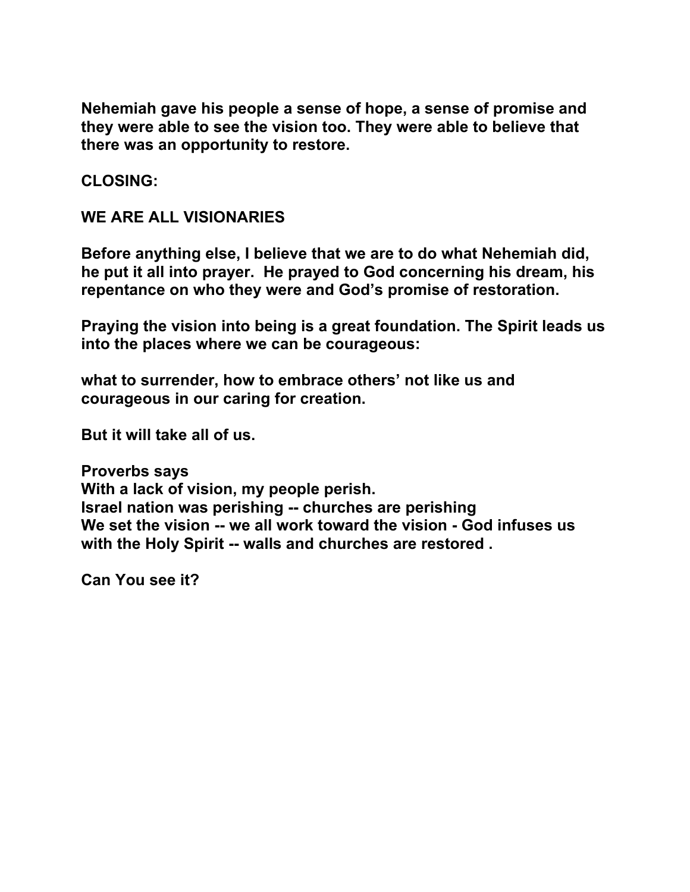**Nehemiah gave his people a sense of hope, a sense of promise and they were able to see the vision too. They were able to believe that there was an opportunity to restore.**

**CLOSING:**

**WE ARE ALL VISIONARIES**

**Before anything else, I believe that we are to do what Nehemiah did, he put it all into prayer. He prayed to God concerning his dream, his repentance on who they were and God's promise of restoration.**

**Praying the vision into being is a great foundation. The Spirit leads us into the places where we can be courageous:**

**what to surrender, how to embrace others' not like us and courageous in our caring for creation.**

**But it will take all of us.**

**Proverbs says**
**With a lack of vision, my people perish.**
**Israel nation was perishing -- churches are perishing**
**We set the vision -- we all work toward the vision - God infuses us with the Holy Spirit -- walls and churches are restored .**

**Can You see it?**